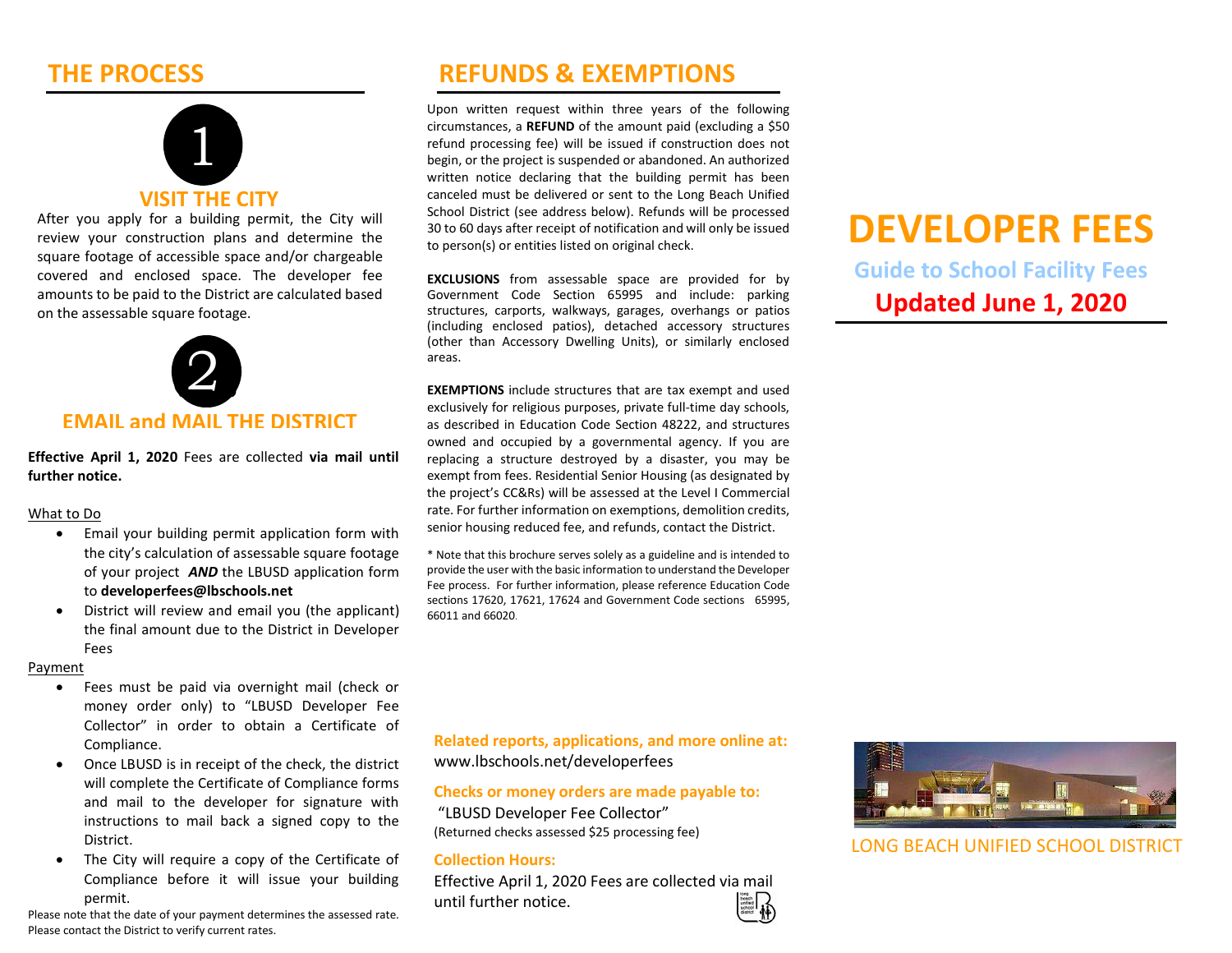## THE PROCESS

### 1 VISIT THE CITY

After you apply for a building permit, the City will review your construction plans and determine the square footage of accessible space and/or chargeable covered and enclosed space. The developer fee amounts to be paid to the District are calculated based on the assessable square footage.

### 2 EMAIL and MAIL THE DISTRICT

**Effective April 1, 2020** Fees are collected **via mail until further notice.**

What to Do

- Email your building permit application form with the city's calculation of assessable square footage of your project ***AND*** the LBUSD application form to **developerfees@lbschools.net**
- District will review and email you (the applicant) the final amount due to the District in Developer Fees

Payment

- Fees must be paid via overnight mail (check or money order only) to "LBUSD Developer Fee Collector" in order to obtain a Certificate of Compliance.
- Once LBUSD is in receipt of the check, the district will complete the Certificate of Compliance forms and mail to the developer for signature with instructions to mail back a signed copy to the District.
- The City will require a copy of the Certificate of Compliance before it will issue your building permit.

Please note that the date of your payment determines the assessed rate. Please contact the District to verify current rates.

## REFUNDS & EXEMPTIONS

Upon written request within three years of the following circumstances, a **REFUND** of the amount paid (excluding a $50 refund processing fee) will be issued if construction does not begin, or the project is suspended or abandoned. An authorized written notice declaring that the building permit has been canceled must be delivered or sent to the Long Beach Unified School District (see address below). Refunds will be processed 30 to 60 days after receipt of notification and will only be issued to person(s) or entities listed on original check.

**EXCLUSIONS** from assessable space are provided for by Government Code Section 65995 and include: parking structures, carports, walkways, garages, overhangs or patios (including enclosed patios), detached accessory structures (other than Accessory Dwelling Units), or similarly enclosed areas.

**EXEMPTIONS** include structures that are tax exempt and used exclusively for religious purposes, private full-time day schools, as described in Education Code Section 48222, and structures owned and occupied by a governmental agency. If you are replacing a structure destroyed by a disaster, you may be exempt from fees. Residential Senior Housing (as designated by the project's CC&Rs) will be assessed at the Level I Commercial rate. For further information on exemptions, demolition credits, senior housing reduced fee, and refunds, contact the District.

* Note that this brochure serves solely as a guideline and is intended to provide the user with the basic information to understand the Developer Fee process. For further information, please reference Education Code sections 17620, 17621, 17624 and Government Code sections 65995, 66011 and 66020.

**Related reports, applications, and more online at:**
www.lbschools.net/developerfees

**Checks or money orders are made payable to:**
"LBUSD Developer Fee Collector"
(Returned checks assessed $25 processing fee)

**Collection Hours:**
Effective April 1, 2020 Fees are collected via mail until further notice.

# DEVELOPER FEES

## Guide to School Facility Fees

## Updated June 1, 2020

LONG BEACH UNIFIED SCHOOL DISTRICT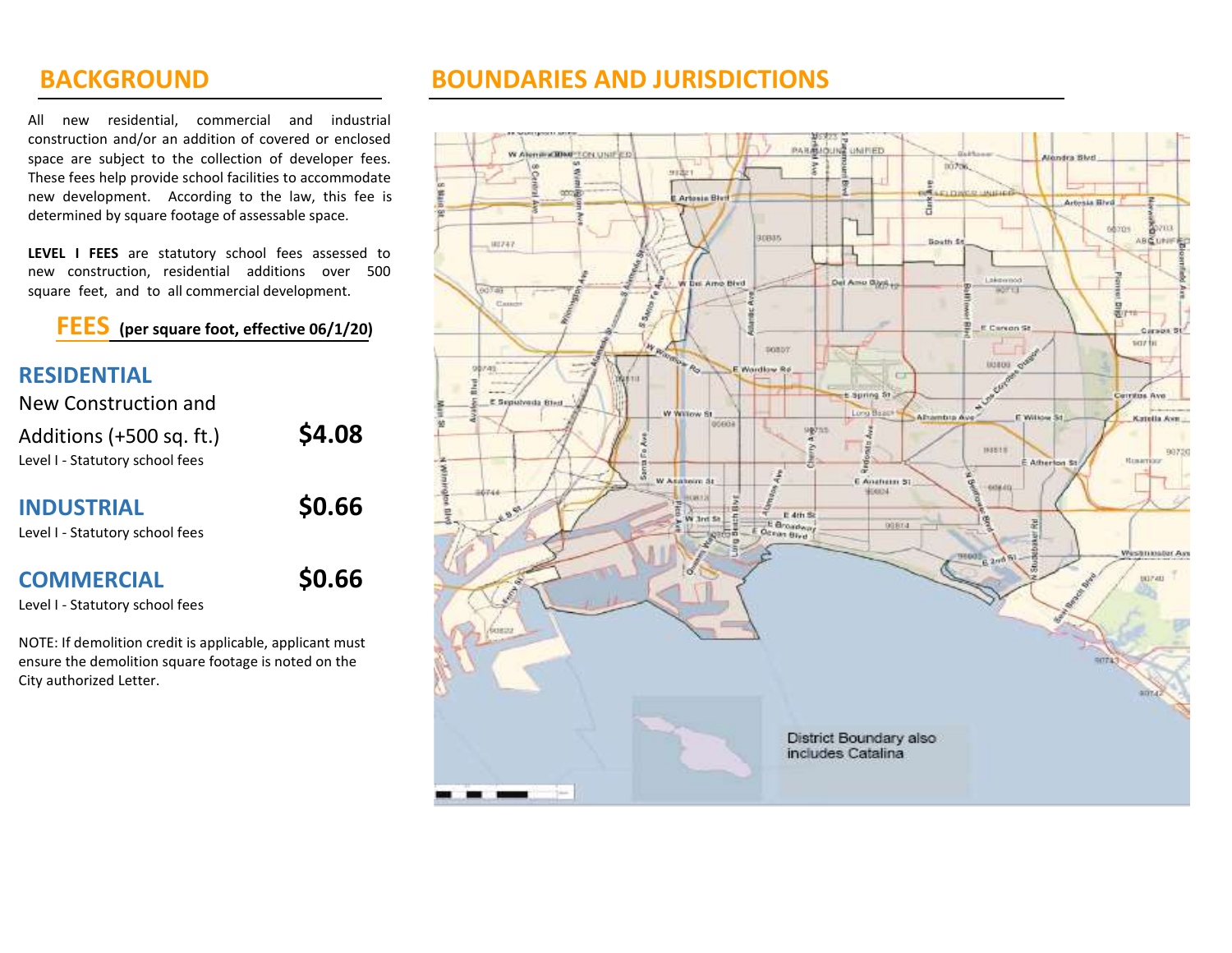## BACKGROUND

All new residential, commercial and industrial construction and/or an addition of covered or enclosed space are subject to the collection of developer fees. These fees help provide school facilities to accommodate new development. According to the law, this fee is determined by square footage of assessable space.

**LEVEL I FEES** are statutory school fees assessed to new construction, residential additions over 500 square feet, and to all commercial development.

### FEES (per square foot, effective 06/1/20)

**RESIDENTIAL**

New Construction and Additions (+500 sq. ft.) — **$4.08**

Level I - Statutory school fees

**INDUSTRIAL** — **$0.66**

Level I - Statutory school fees

**COMMERCIAL** — **$0.66**

Level I - Statutory school fees

NOTE: If demolition credit is applicable, applicant must ensure the demolition square footage is noted on the City authorized Letter.

## BOUNDARIES AND JURISDICTIONS

District Boundary also includes Catalina